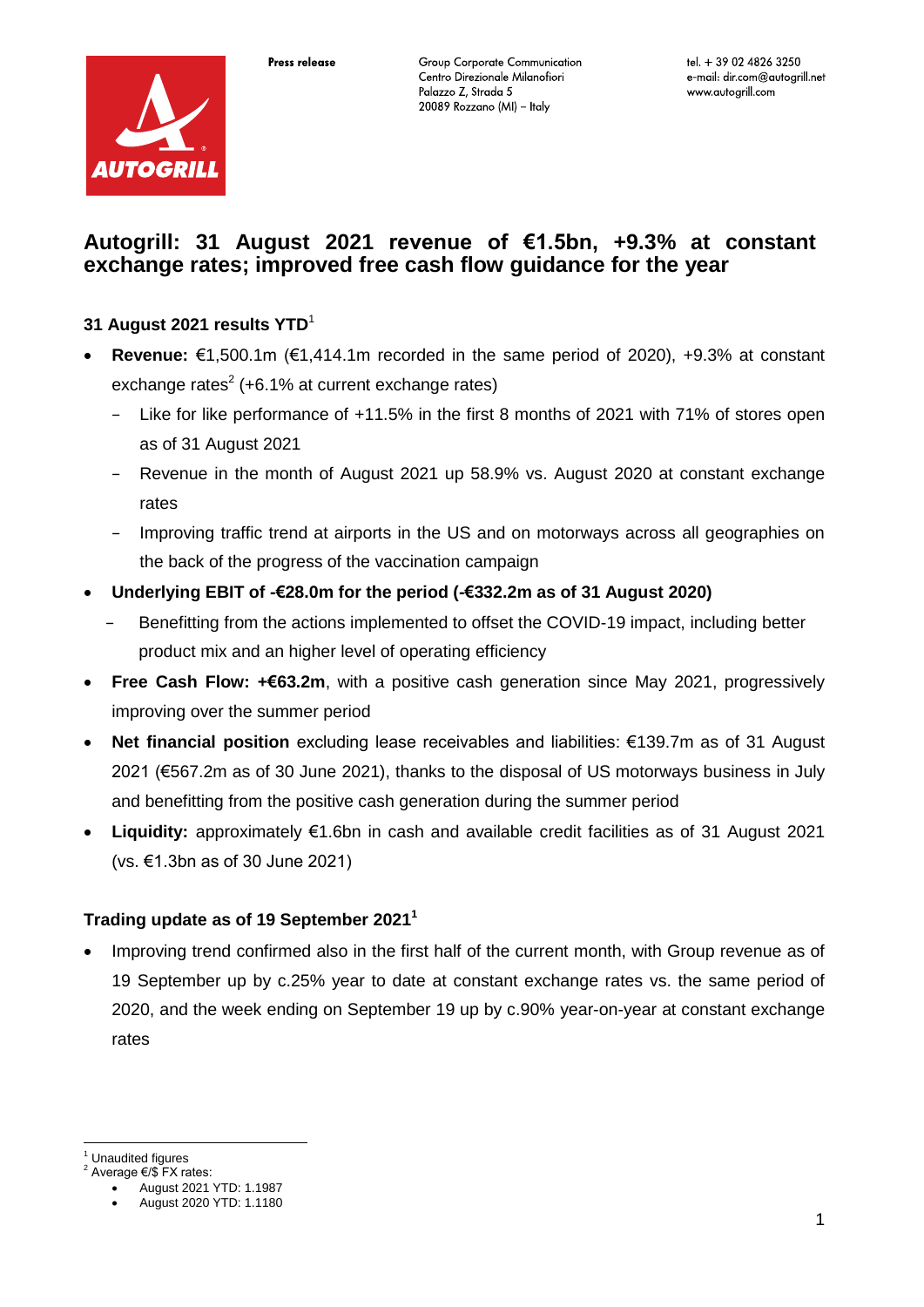Press release

Group Corporate Communication
Centro Direzionale Milanofiori
Palazzo Z, Strada 5
20089 Rozzano (MI) – Italy

tel. + 39 02 4826 3250
e-mail: dir.com@autogrill.net
www.autogrill.com

# Autogrill: 31 August 2021 revenue of €1.5bn, +9.3% at constant exchange rates; improved free cash flow guidance for the year

### 31 August 2021 results YTD[1]

- **Revenue:** €1,500.1m (€1,414.1m recorded in the same period of 2020), +9.3% at constant exchange rates[2] (+6.1% at current exchange rates)
  - Like for like performance of +11.5% in the first 8 months of 2021 with 71% of stores open as of 31 August 2021
  - Revenue in the month of August 2021 up 58.9% vs. August 2020 at constant exchange rates
  - Improving traffic trend at airports in the US and on motorways across all geographies on the back of the progress of the vaccination campaign
- **Underlying EBIT of -€28.0m for the period (-€332.2m as of 31 August 2020)**
  - Benefitting from the actions implemented to offset the COVID-19 impact, including better product mix and an higher level of operating efficiency
- **Free Cash Flow: +€63.2m**, with a positive cash generation since May 2021, progressively improving over the summer period
- **Net financial position** excluding lease receivables and liabilities: €139.7m as of 31 August 2021 (€567.2m as of 30 June 2021), thanks to the disposal of US motorways business in July and benefitting from the positive cash generation during the summer period
- **Liquidity:** approximately €1.6bn in cash and available credit facilities as of 31 August 2021 (vs. €1.3bn as of 30 June 2021)

### Trading update as of 19 September 2021[1]

- Improving trend confirmed also in the first half of the current month, with Group revenue as of 19 September up by c.25% year to date at constant exchange rates vs. the same period of 2020, and the week ending on September 19 up by c.90% year-on-year at constant exchange rates

[1] Unaudited figures
[2] Average €/$ FX rates:
- August 2021 YTD: 1.1987
- August 2020 YTD: 1.1180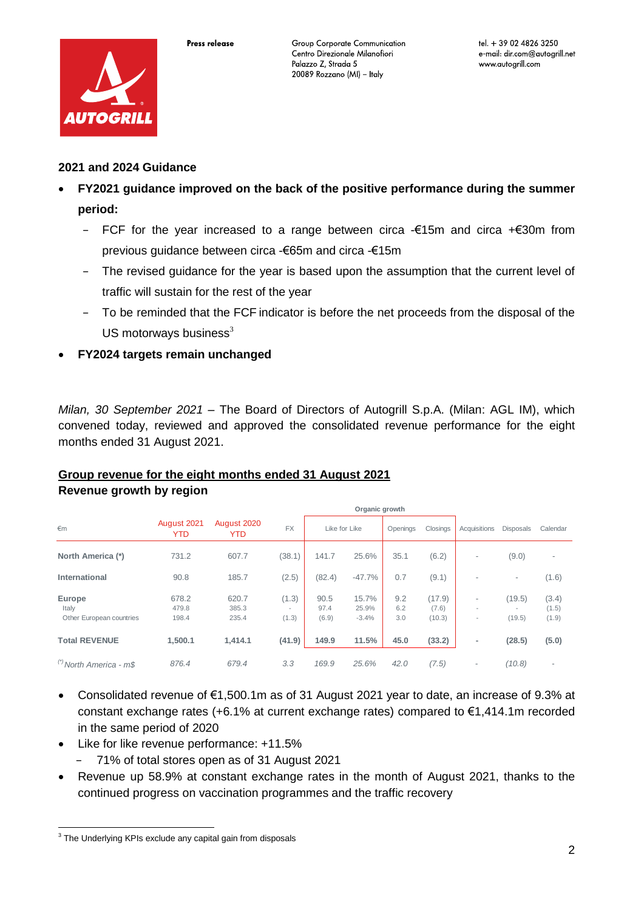## 2021 and 2024 Guidance

- **FY2021 guidance improved on the back of the positive performance during the summer period:**
  - FCF for the year increased to a range between circa -€15m and circa +€30m from previous guidance between circa -€65m and circa -€15m
  - The revised guidance for the year is based upon the assumption that the current level of traffic will sustain for the rest of the year
  - To be reminded that the FCF indicator is before the net proceeds from the disposal of the US motorways business[3]
- **FY2024 targets remain unchanged**

*Milan, 30 September 2021* – The Board of Directors of Autogrill S.p.A. (Milan: AGL IM), which convened today, reviewed and approved the consolidated revenue performance for the eight months ended 31 August 2021.

**Group revenue for the eight months ended 31 August 2021**

**Revenue growth by region**

| €m | August 2021 YTD | August 2020 YTD | FX | Organic growth | | | | | | |
|---|---|---|---|---|---|---|---|---|---|---|
| | | | | Like for Like | | Openings | Closings | Acquisitions | Disposals | Calendar |
| **North America (*)** | 731.2 | 607.7 | (38.1) | 141.7 | 25.6% | 35.1 | (6.2) | - | (9.0) | - |
| **International** | 90.8 | 185.7 | (2.5) | (82.4) | -47.7% | 0.7 | (9.1) | - | - | (1.6) |
| **Europe** | 678.2 | 620.7 | (1.3) | 90.5 | 15.7% | 9.2 | (17.9) | - | (19.5) | (3.4) |
| Italy | 479.8 | 385.3 | - | 97.4 | 25.9% | 6.2 | (7.6) | - | - | (1.5) |
| Other European countries | 198.4 | 235.4 | (1.3) | (6.9) | -3.4% | 3.0 | (10.3) | - | (19.5) | (1.9) |
| **Total REVENUE** | **1,500.1** | **1,414.1** | **(41.9)** | **149.9** | **11.5%** | **45.0** | **(33.2)** | **-** | **(28.5)** | **(5.0)** |
| *(\*) North America - m$* | *876.4* | *679.4* | *3.3* | *169.9* | *25.6%* | *42.0* | *(7.5)* | - | *(10.8)* | - |

- Consolidated revenue of €1,500.1m as of 31 August 2021 year to date, an increase of 9.3% at constant exchange rates (+6.1% at current exchange rates) compared to €1,414.1m recorded in the same period of 2020
- Like for like revenue performance: +11.5%
  - 71% of total stores open as of 31 August 2021
- Revenue up 58.9% at constant exchange rates in the month of August 2021, thanks to the continued progress on vaccination programmes and the traffic recovery

[3] The Underlying KPIs exclude any capital gain from disposals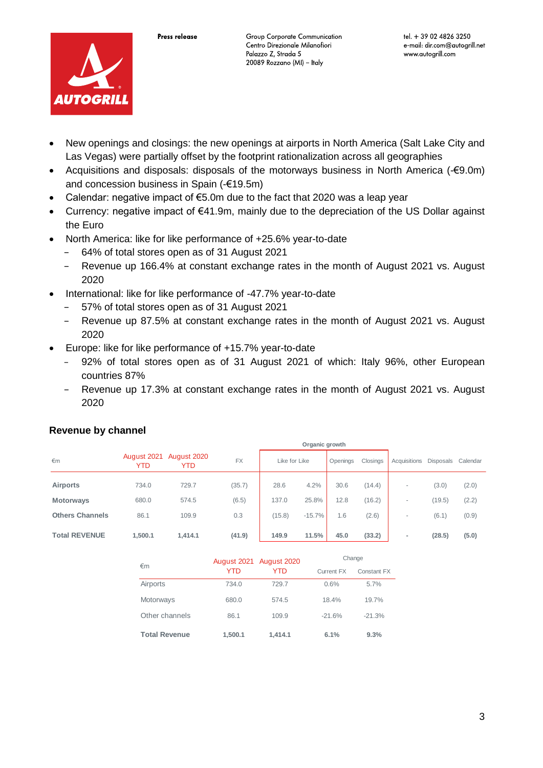- New openings and closings: the new openings at airports in North America (Salt Lake City and Las Vegas) were partially offset by the footprint rationalization across all geographies
- Acquisitions and disposals: disposals of the motorways business in North America (-€9.0m) and concession business in Spain (-€19.5m)
- Calendar: negative impact of €5.0m due to the fact that 2020 was a leap year
- Currency: negative impact of €41.9m, mainly due to the depreciation of the US Dollar against the Euro
- North America: like for like performance of +25.6% year-to-date
  - 64% of total stores open as of 31 August 2021
  - Revenue up 166.4% at constant exchange rates in the month of August 2021 vs. August 2020
- International: like for like performance of -47.7% year-to-date
  - 57% of total stores open as of 31 August 2021
  - Revenue up 87.5% at constant exchange rates in the month of August 2021 vs. August 2020
- Europe: like for like performance of +15.7% year-to-date
  - 92% of total stores open as of 31 August 2021 of which: Italy 96%, other European countries 87%
  - Revenue up 17.3% at constant exchange rates in the month of August 2021 vs. August 2020

### Revenue by channel

| €m | August 2021 YTD | August 2020 YTD | FX | Organic growth | | | | Acquisitions | Disposals | Calendar |
|---|---|---|---|---|---|---|---|---|---|---|
| | | | | Like for Like | | Openings | Closings | | | |
| **Airports** | 734.0 | 729.7 | (35.7) | 28.6 | 4.2% | 30.6 | (14.4) | - | (3.0) | (2.0) |
| **Motorways** | 680.0 | 574.5 | (6.5) | 137.0 | 25.8% | 12.8 | (16.2) | - | (19.5) | (2.2) |
| **Others Channels** | 86.1 | 109.9 | 0.3 | (15.8) | -15.7% | 1.6 | (2.6) | - | (6.1) | (0.9) |
| **Total REVENUE** | **1,500.1** | **1,414.1** | **(41.9)** | **149.9** | **11.5%** | **45.0** | **(33.2)** | **-** | **(28.5)** | **(5.0)** |

| €m | August 2021 YTD | August 2020 YTD | Change | |
|---|---|---|---|---|
| | | | Current FX | Constant FX |
| Airports | 734.0 | 729.7 | 0.6% | 5.7% |
| Motorways | 680.0 | 574.5 | 18.4% | 19.7% |
| Other channels | 86.1 | 109.9 | -21.6% | -21.3% |
| **Total Revenue** | **1,500.1** | **1,414.1** | **6.1%** | **9.3%** |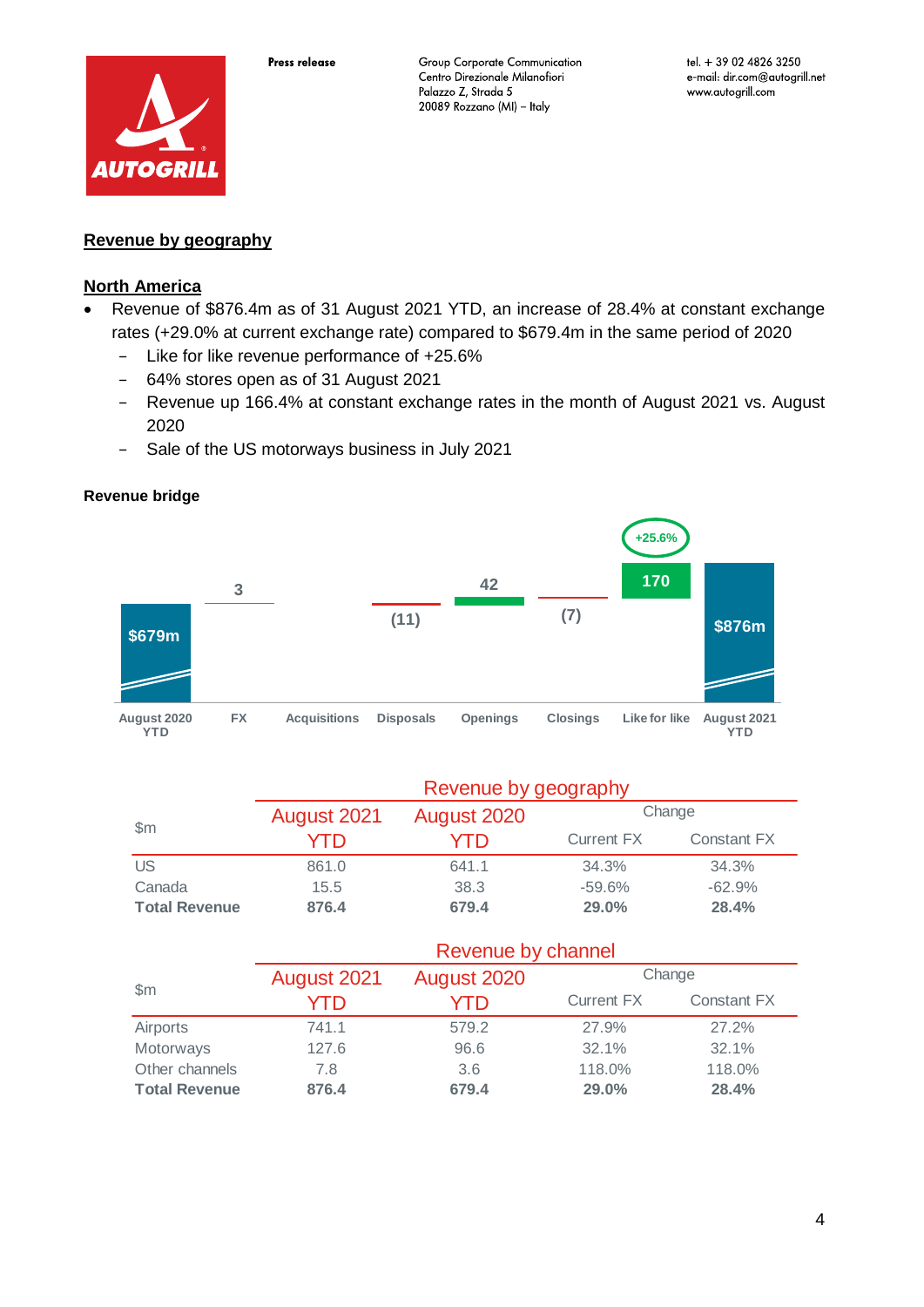## Revenue by geography

### North America

- Revenue of $876.4m as of 31 August 2021 YTD, an increase of 28.4% at constant exchange rates (+29.0% at current exchange rate) compared to $679.4m in the same period of 2020
  - Like for like revenue performance of +25.6%
  - 64% stores open as of 31 August 2021
  - Revenue up 166.4% at constant exchange rates in the month of August 2021 vs. August 2020
  - Sale of the US motorways business in July 2021

**Revenue bridge**

| August 2020 YTD | FX | Acquisitions | Disposals | Openings | Closings | Like for like | August 2021 YTD |
|---|---|---|---|---|---|---|---|
| $679m | 3 | | (11) | 42 | (7) | 170 (+25.6%) | $876m |

| $m | Revenue by geography | | | |
|---|---|---|---|---|
| | August 2021 YTD | August 2020 YTD | Change | |
| | | | Current FX | Constant FX |
| US | 861.0 | 641.1 | 34.3% | 34.3% |
| Canada | 15.5 | 38.3 | -59.6% | -62.9% |
| **Total Revenue** | **876.4** | **679.4** | **29.0%** | **28.4%** |

| $m | Revenue by channel | | | |
|---|---|---|---|---|
| | August 2021 YTD | August 2020 YTD | Change | |
| | | | Current FX | Constant FX |
| Airports | 741.1 | 579.2 | 27.9% | 27.2% |
| Motorways | 127.6 | 96.6 | 32.1% | 32.1% |
| Other channels | 7.8 | 3.6 | 118.0% | 118.0% |
| **Total Revenue** | **876.4** | **679.4** | **29.0%** | **28.4%** |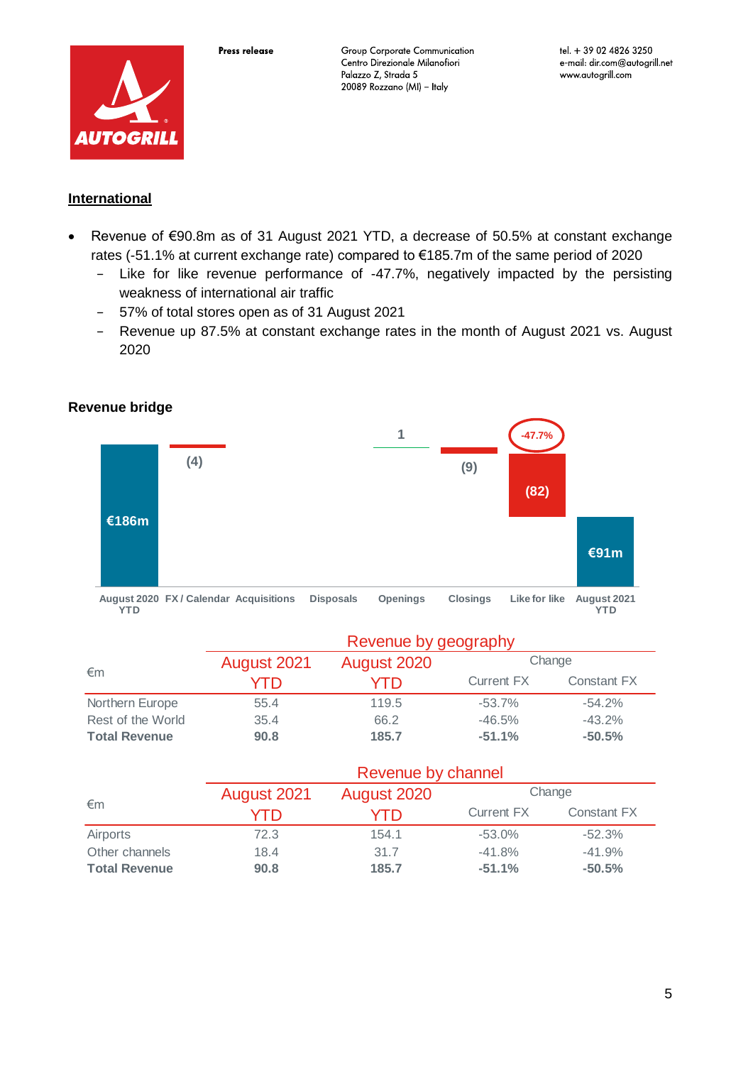## International

- Revenue of €90.8m as of 31 August 2021 YTD, a decrease of 50.5% at constant exchange rates (-51.1% at current exchange rate) compared to €185.7m of the same period of 2020
  - Like for like revenue performance of -47.7%, negatively impacted by the persisting weakness of international air traffic
  - 57% of total stores open as of 31 August 2021
  - Revenue up 87.5% at constant exchange rates in the month of August 2021 vs. August 2020

### Revenue bridge

| August 2020 YTD | FX / Calendar | Acquisitions | Disposals | Openings | Closings | Like for like | August 2021 YTD |
|---|---|---|---|---|---|---|---|
| €186m | (4) | | | 1 | (9) | (82) -47.7% | €91m |

| €m | Revenue by geography | | | |
|---|---|---|---|---|
| | August 2021 YTD | August 2020 YTD | Change | |
| | | | Current FX | Constant FX |
| Northern Europe | 55.4 | 119.5 | -53.7% | -54.2% |
| Rest of the World | 35.4 | 66.2 | -46.5% | -43.2% |
| **Total Revenue** | **90.8** | **185.7** | **-51.1%** | **-50.5%** |

| €m | Revenue by channel | | | |
|---|---|---|---|---|
| | August 2021 YTD | August 2020 YTD | Change | |
| | | | Current FX | Constant FX |
| Airports | 72.3 | 154.1 | -53.0% | -52.3% |
| Other channels | 18.4 | 31.7 | -41.8% | -41.9% |
| **Total Revenue** | **90.8** | **185.7** | **-51.1%** | **-50.5%** |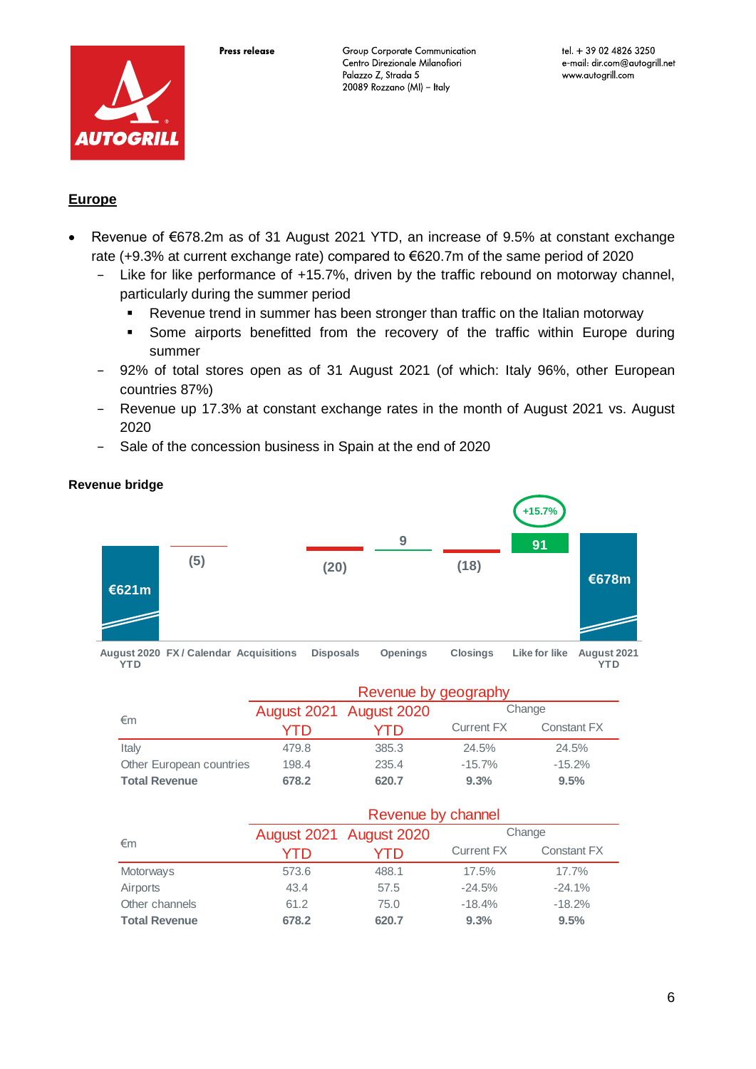## Europe

- Revenue of €678.2m as of 31 August 2021 YTD, an increase of 9.5% at constant exchange rate (+9.3% at current exchange rate) compared to €620.7m of the same period of 2020
  - Like for like performance of +15.7%, driven by the traffic rebound on motorway channel, particularly during the summer period
    - Revenue trend in summer has been stronger than traffic on the Italian motorway
    - Some airports benefitted from the recovery of the traffic within Europe during summer
  - 92% of total stores open as of 31 August 2021 (of which: Italy 96%, other European countries 87%)
  - Revenue up 17.3% at constant exchange rates in the month of August 2021 vs. August 2020
  - Sale of the concession business in Spain at the end of 2020

**Revenue bridge**

| August 2020 YTD | FX / Calendar | Acquisitions | Disposals | Openings | Closings | Like for like | August 2021 YTD |
|---|---|---|---|---|---|---|---|
| €621m | (5) | | (20) | 9 | (18) | 91 (+15.7%) | €678m |

| €m | Revenue by geography | | | |
|---|---|---|---|---|
| | August 2021 YTD | August 2020 YTD | Change | |
| | | | Current FX | Constant FX |
| Italy | 479.8 | 385.3 | 24.5% | 24.5% |
| Other European countries | 198.4 | 235.4 | -15.7% | -15.2% |
| **Total Revenue** | **678.2** | **620.7** | **9.3%** | **9.5%** |

| €m | Revenue by channel | | | |
|---|---|---|---|---|
| | August 2021 YTD | August 2020 YTD | Change | |
| | | | Current FX | Constant FX |
| Motorways | 573.6 | 488.1 | 17.5% | 17.7% |
| Airports | 43.4 | 57.5 | -24.5% | -24.1% |
| Other channels | 61.2 | 75.0 | -18.4% | -18.2% |
| **Total Revenue** | **678.2** | **620.7** | **9.3%** | **9.5%** |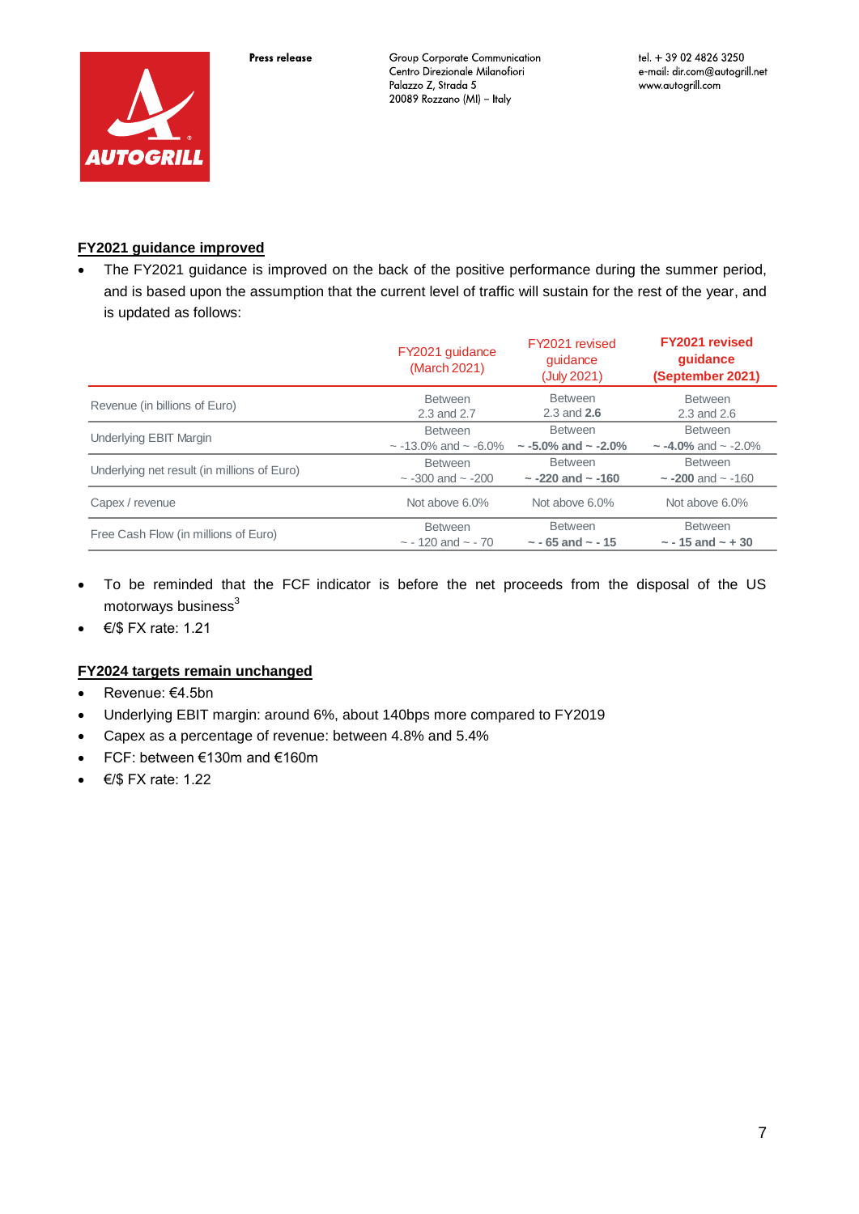## FY2021 guidance improved

- The FY2021 guidance is improved on the back of the positive performance during the summer period, and is based upon the assumption that the current level of traffic will sustain for the rest of the year, and is updated as follows:

| | FY2021 guidance (March 2021) | FY2021 revised guidance (July 2021) | **FY2021 revised guidance (September 2021)** |
|---|---|---|---|
| Revenue (in billions of Euro) | Between 2.3 and 2.7 | Between 2.3 and **2.6** | Between 2.3 and 2.6 |
| Underlying EBIT Margin | Between ~ -13.0% and ~ -6.0% | Between **~ -5.0% and ~ -2.0%** | Between ~ **-4.0%** and ~ -2.0% |
| Underlying net result (in millions of Euro) | Between ~ -300 and ~ -200 | Between **~ -220 and ~ -160** | Between ~ **-200** and ~ -160 |
| Capex / revenue | Not above 6.0% | Not above 6.0% | Not above 6.0% |
| Free Cash Flow (in millions of Euro) | Between ~ - 120 and ~ - 70 | Between **~ - 65 and ~ - 15** | Between **~ - 15 and ~ + 30** |

- To be reminded that the FCF indicator is before the net proceeds from the disposal of the US motorways business[3]
- €/$ FX rate: 1.21

## FY2024 targets remain unchanged

- Revenue: €4.5bn
- Underlying EBIT margin: around 6%, about 140bps more compared to FY2019
- Capex as a percentage of revenue: between 4.8% and 5.4%
- FCF: between €130m and €160m
- €/$ FX rate: 1.22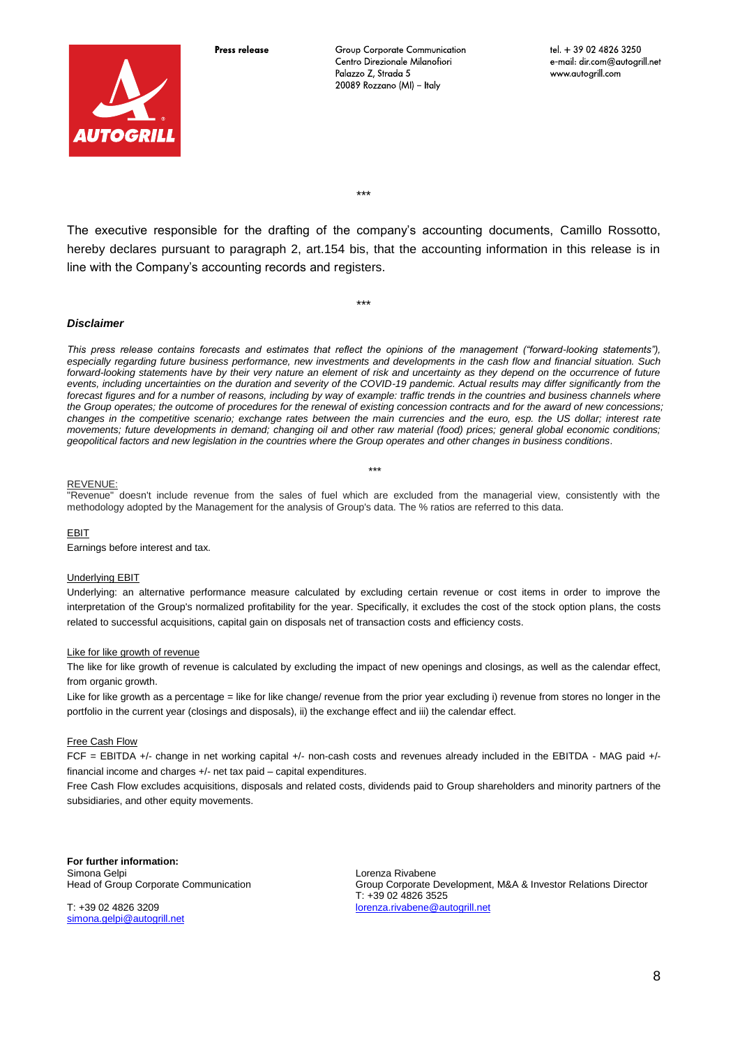Press release

Group Corporate Communication
Centro Direzionale Milanofiori
Palazzo Z, Strada 5
20089 Rozzano (MI) – Italy

tel. + 39 02 4826 3250
e-mail: dir.com@autogrill.net
www.autogrill.com

\*\*\*

The executive responsible for the drafting of the company's accounting documents, Camillo Rossotto, hereby declares pursuant to paragraph 2, art.154 bis, that the accounting information in this release is in line with the Company's accounting records and registers.

\*\*\*

***Disclaimer***

*This press release contains forecasts and estimates that reflect the opinions of the management ("forward-looking statements"), especially regarding future business performance, new investments and developments in the cash flow and financial situation. Such forward-looking statements have by their very nature an element of risk and uncertainty as they depend on the occurrence of future events, including uncertainties on the duration and severity of the COVID-19 pandemic. Actual results may differ significantly from the forecast figures and for a number of reasons, including by way of example: traffic trends in the countries and business channels where the Group operates; the outcome of procedures for the renewal of existing concession contracts and for the award of new concessions; changes in the competitive scenario; exchange rates between the main currencies and the euro, esp. the US dollar; interest rate movements; future developments in demand; changing oil and other raw material (food) prices; general global economic conditions; geopolitical factors and new legislation in the countries where the Group operates and other changes in business conditions.*

\*\*\*

REVENUE:
"Revenue" doesn't include revenue from the sales of fuel which are excluded from the managerial view, consistently with the methodology adopted by the Management for the analysis of Group's data. The % ratios are referred to this data.

EBIT
Earnings before interest and tax.

Underlying EBIT
Underlying: an alternative performance measure calculated by excluding certain revenue or cost items in order to improve the interpretation of the Group's normalized profitability for the year. Specifically, it excludes the cost of the stock option plans, the costs related to successful acquisitions, capital gain on disposals net of transaction costs and efficiency costs.

Like for like growth of revenue
The like for like growth of revenue is calculated by excluding the impact of new openings and closings, as well as the calendar effect, from organic growth.
Like for like growth as a percentage = like for like change/ revenue from the prior year excluding i) revenue from stores no longer in the portfolio in the current year (closings and disposals), ii) the exchange effect and iii) the calendar effect.

Free Cash Flow
FCF = EBITDA +/- change in net working capital +/- non-cash costs and revenues already included in the EBITDA - MAG paid +/- financial income and charges +/- net tax paid – capital expenditures.
Free Cash Flow excludes acquisitions, disposals and related costs, dividends paid to Group shareholders and minority partners of the subsidiaries, and other equity movements.

**For further information:**
Simona Gelpi
Head of Group Corporate Communication

T: +39 02 4826 3209
simona.gelpi@autogrill.net

Lorenza Rivabene
Group Corporate Development, M&A & Investor Relations Director
T: +39 02 4826 3525
lorenza.rivabene@autogrill.net